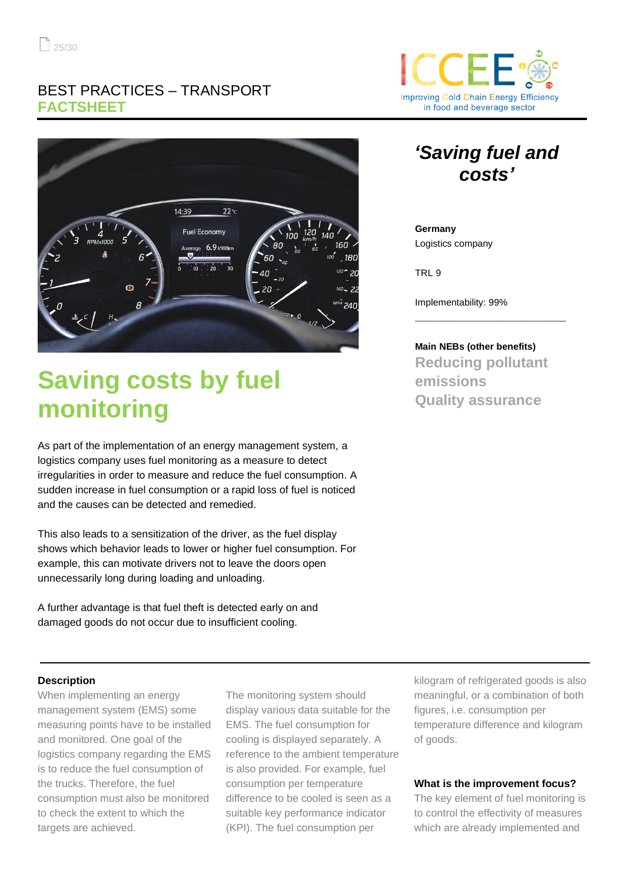BEST PRACTICES – TRANSPORT
**FACTSHEET**

# Saving costs by fuel monitoring

As part of the implementation of an energy management system, a logistics company uses fuel monitoring as a measure to detect irregularities in order to measure and reduce the fuel consumption. A sudden increase in fuel consumption or a rapid loss of fuel is noticed and the causes can be detected and remedied.

This also leads to a sensitization of the driver, as the fuel display shows which behavior leads to lower or higher fuel consumption. For example, this can motivate drivers not to leave the doors open unnecessarily long during loading and unloading.

A further advantage is that fuel theft is detected early on and damaged goods do not occur due to insufficient cooling.

## *'Saving fuel and costs'*

**Germany**
Logistics company

TRL 9

Implementability: 99%

**Main NEBs (other benefits)**
**Reducing pollutant emissions**
**Quality assurance**

---

### Description

When implementing an energy management system (EMS) some measuring points have to be installed and monitored. One goal of the logistics company regarding the EMS is to reduce the fuel consumption of the trucks. Therefore, the fuel consumption must also be monitored to check the extent to which the targets are achieved.

The monitoring system should display various data suitable for the EMS. The fuel consumption for cooling is displayed separately. A reference to the ambient temperature is also provided. For example, fuel consumption per temperature difference to be cooled is seen as a suitable key performance indicator (KPI). The fuel consumption per kilogram of refrigerated goods is also meaningful, or a combination of both figures, i.e. consumption per temperature difference and kilogram of goods.

### What is the improvement focus?

The key element of fuel monitoring is to control the effectivity of measures which are already implemented and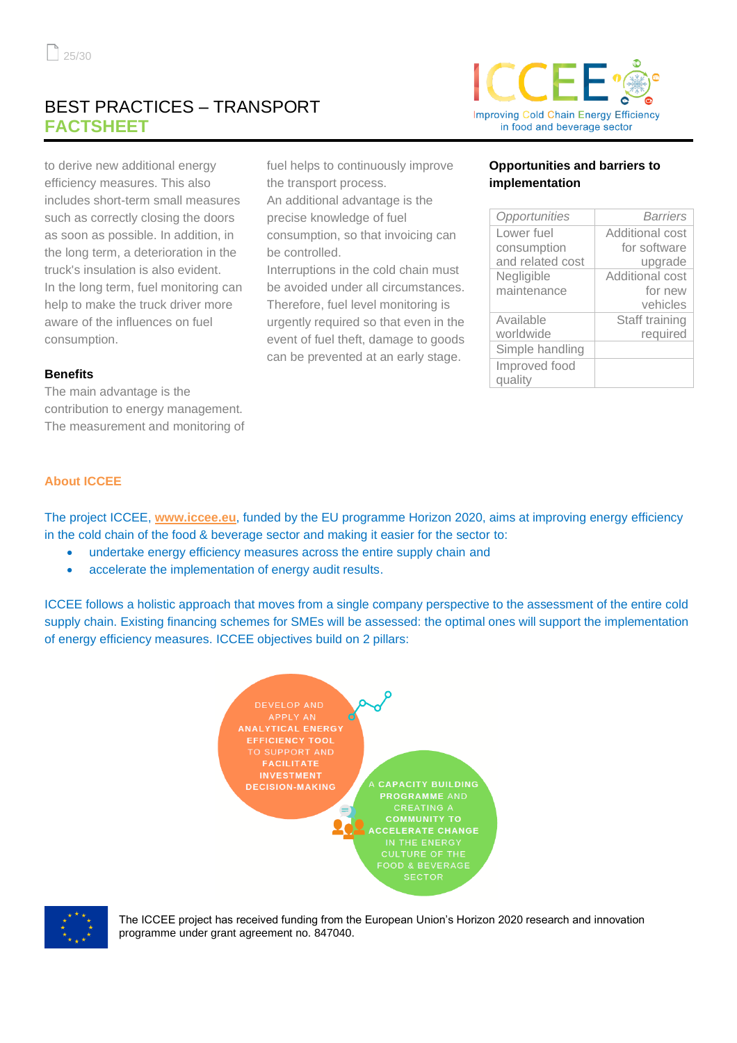# BEST PRACTICES – TRANSPORT
## FACTSHEET

to derive new additional energy efficiency measures. This also includes short-term small measures such as correctly closing the doors as soon as possible. In addition, in the long term, a deterioration in the truck's insulation is also evident. In the long term, fuel monitoring can help to make the truck driver more aware of the influences on fuel consumption.

### Benefits

The main advantage is the contribution to energy management. The measurement and monitoring of fuel helps to continuously improve the transport process.
An additional advantage is the precise knowledge of fuel consumption, so that invoicing can be controlled.
Interruptions in the cold chain must be avoided under all circumstances. Therefore, fuel level monitoring is urgently required so that even in the event of fuel theft, damage to goods can be prevented at an early stage.

### Opportunities and barriers to implementation

| *Opportunities* | *Barriers* |
|---|---|
| Lower fuel consumption and related cost | Additional cost for software upgrade |
| Negligible maintenance | Additional cost for new vehicles |
| Available worldwide | Staff training required |
| Simple handling | |
| Improved food quality | |

### About ICCEE

The project ICCEE, www.iccee.eu, funded by the EU programme Horizon 2020, aims at improving energy efficiency in the cold chain of the food & beverage sector and making it easier for the sector to:

- undertake energy efficiency measures across the entire supply chain and
- accelerate the implementation of energy audit results.

ICCEE follows a holistic approach that moves from a single company perspective to the assessment of the entire cold supply chain. Existing financing schemes for SMEs will be assessed: the optimal ones will support the implementation of energy efficiency measures. ICCEE objectives build on 2 pillars:

DEVELOP AND APPLY AN **ANALYTICAL ENERGY EFFICIENCY TOOL** TO SUPPORT AND **FACILITATE INVESTMENT DECISION-MAKING**

A **CAPACITY BUILDING PROGRAMME** AND CREATING A **COMMUNITY TO ACCELERATE CHANGE** IN THE ENERGY CULTURE OF THE FOOD & BEVERAGE SECTOR

The ICCEE project has received funding from the European Union's Horizon 2020 research and innovation programme under grant agreement no. 847040.